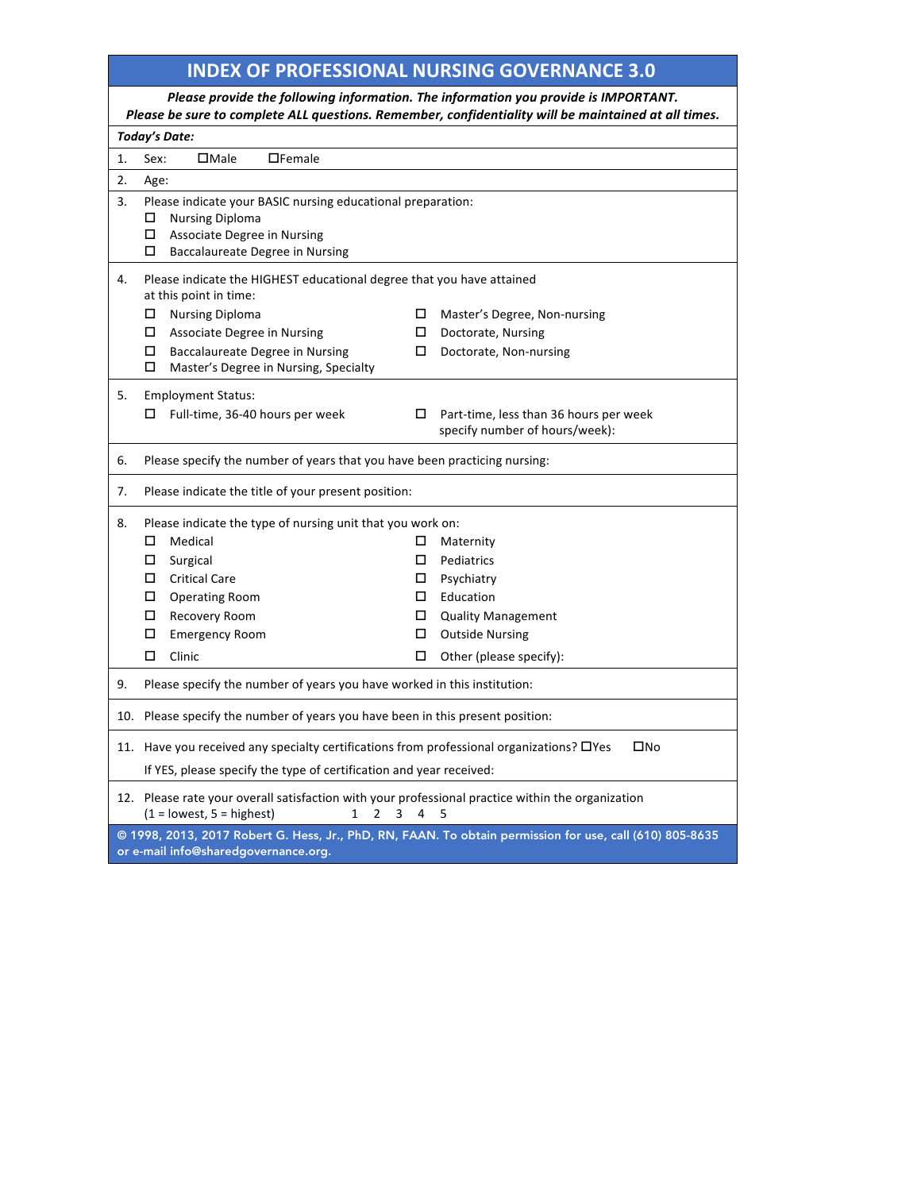# INDEX OF PROFESSIONAL NURSING GOVERNANCE 3.0

***Please provide the following information. The information you provide is IMPORTANT.***
***Please be sure to complete ALL questions. Remember, confidentiality will be maintained at all times.***

***Today's Date:***

1. Sex: ☐Male ☐Female

2. Age:

3. Please indicate your BASIC nursing educational preparation:
   - ☐ Nursing Diploma
   - ☐ Associate Degree in Nursing
   - ☐ Baccalaureate Degree in Nursing

4. Please indicate the HIGHEST educational degree that you have attained at this point in time:
   - ☐ Nursing Diploma
   - ☐ Associate Degree in Nursing
   - ☐ Baccalaureate Degree in Nursing
   - ☐ Master's Degree in Nursing, Specialty
   - ☐ Master's Degree, Non-nursing
   - ☐ Doctorate, Nursing
   - ☐ Doctorate, Non-nursing

5. Employment Status:
   - ☐ Full-time, 36-40 hours per week
   - ☐ Part-time, less than 36 hours per week specify number of hours/week):

6. Please specify the number of years that you have been practicing nursing:

7. Please indicate the title of your present position:

8. Please indicate the type of nursing unit that you work on:
   - ☐ Medical
   - ☐ Surgical
   - ☐ Critical Care
   - ☐ Operating Room
   - ☐ Recovery Room
   - ☐ Emergency Room
   - ☐ Clinic
   - ☐ Maternity
   - ☐ Pediatrics
   - ☐ Psychiatry
   - ☐ Education
   - ☐ Quality Management
   - ☐ Outside Nursing
   - ☐ Other (please specify):

9. Please specify the number of years you have worked in this institution:

10. Please specify the number of years you have been in this present position:

11. Have you received any specialty certifications from professional organizations? ☐Yes ☐No

    If YES, please specify the type of certification and year received:

12. Please rate your overall satisfaction with your professional practice within the organization (1 = lowest, 5 = highest) 1 2 3 4 5

**© 1998, 2013, 2017 Robert G. Hess, Jr., PhD, RN, FAAN. To obtain permission for use, call (610) 805-8635 or e-mail info@sharedgovernance.org.**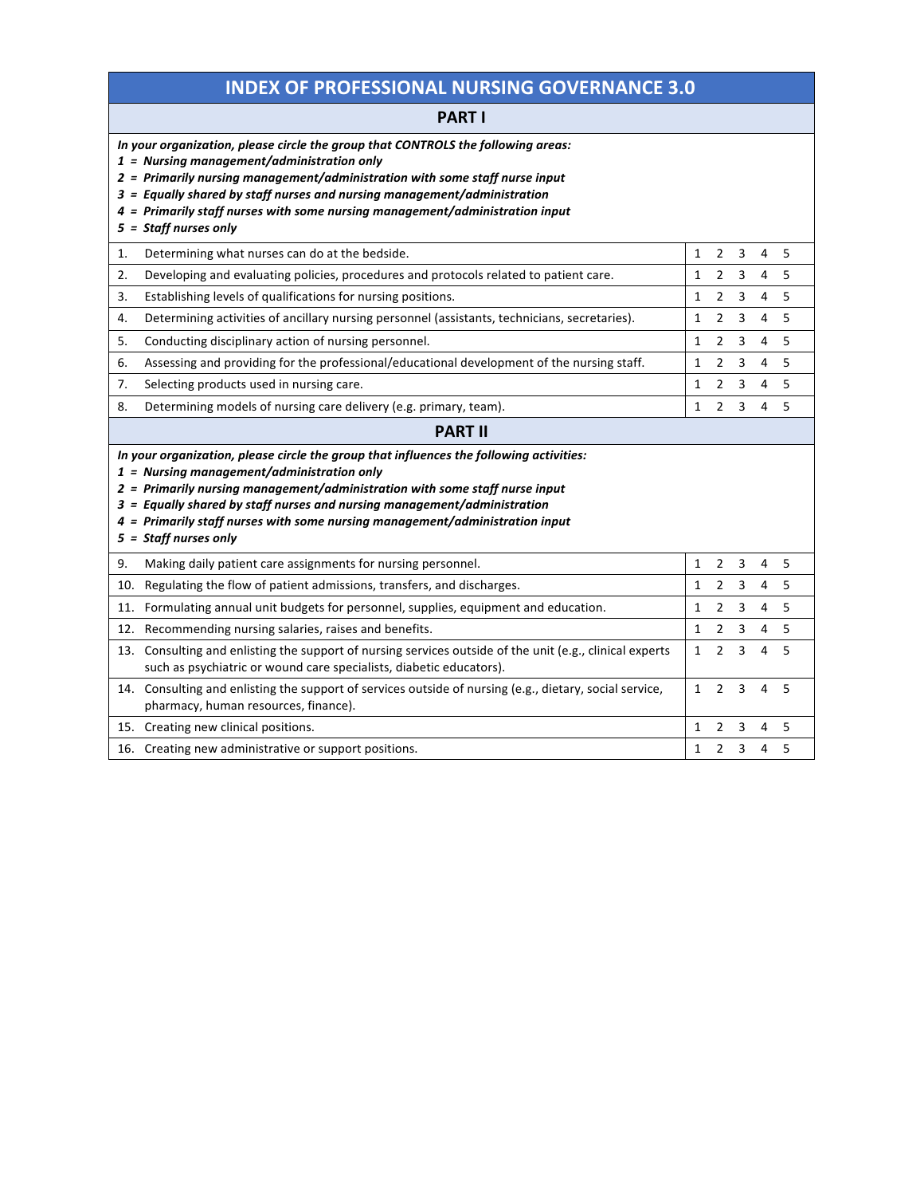# INDEX OF PROFESSIONAL NURSING GOVERNANCE 3.0

## PART I

***In your organization, please circle the group that CONTROLS the following areas:***
***1 = Nursing management/administration only***
***2 = Primarily nursing management/administration with some staff nurse input***
***3 = Equally shared by staff nurses and nursing management/administration***
***4 = Primarily staff nurses with some nursing management/administration input***
***5 = Staff nurses only***

| | | |
|---|---|---|
| 1. | Determining what nurses can do at the bedside. | 1 2 3 4 5 |
| 2. | Developing and evaluating policies, procedures and protocols related to patient care. | 1 2 3 4 5 |
| 3. | Establishing levels of qualifications for nursing positions. | 1 2 3 4 5 |
| 4. | Determining activities of ancillary nursing personnel (assistants, technicians, secretaries). | 1 2 3 4 5 |
| 5. | Conducting disciplinary action of nursing personnel. | 1 2 3 4 5 |
| 6. | Assessing and providing for the professional/educational development of the nursing staff. | 1 2 3 4 5 |
| 7. | Selecting products used in nursing care. | 1 2 3 4 5 |
| 8. | Determining models of nursing care delivery (e.g. primary, team). | 1 2 3 4 5 |

## PART II

***In your organization, please circle the group that influences the following activities:***
***1 = Nursing management/administration only***
***2 = Primarily nursing management/administration with some staff nurse input***
***3 = Equally shared by staff nurses and nursing management/administration***
***4 = Primarily staff nurses with some nursing management/administration input***
***5 = Staff nurses only***

| | | |
|---|---|---|
| 9. | Making daily patient care assignments for nursing personnel. | 1 2 3 4 5 |
| 10. | Regulating the flow of patient admissions, transfers, and discharges. | 1 2 3 4 5 |
| 11. | Formulating annual unit budgets for personnel, supplies, equipment and education. | 1 2 3 4 5 |
| 12. | Recommending nursing salaries, raises and benefits. | 1 2 3 4 5 |
| 13. | Consulting and enlisting the support of nursing services outside of the unit (e.g., clinical experts such as psychiatric or wound care specialists, diabetic educators). | 1 2 3 4 5 |
| 14. | Consulting and enlisting the support of services outside of nursing (e.g., dietary, social service, pharmacy, human resources, finance). | 1 2 3 4 5 |
| 15. | Creating new clinical positions. | 1 2 3 4 5 |
| 16. | Creating new administrative or support positions. | 1 2 3 4 5 |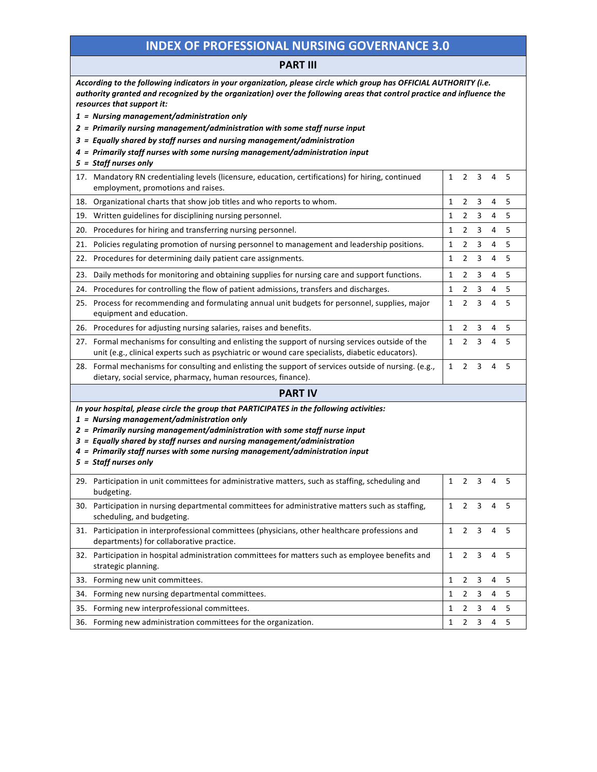# INDEX OF PROFESSIONAL NURSING GOVERNANCE 3.0

## PART III

***According to the following indicators in your organization, please circle which group has OFFICIAL AUTHORITY (i.e. authority granted and recognized by the organization) over the following areas that control practice and influence the resources that support it:***

***1 = Nursing management/administration only***
***2 = Primarily nursing management/administration with some staff nurse input***
***3 = Equally shared by staff nurses and nursing management/administration***
***4 = Primarily staff nurses with some nursing management/administration input***
***5 = Staff nurses only***

| Item | Rating |
|---|---|
| 17. Mandatory RN credentialing levels (licensure, education, certifications) for hiring, continued employment, promotions and raises. | 1 2 3 4 5 |
| 18. Organizational charts that show job titles and who reports to whom. | 1 2 3 4 5 |
| 19. Written guidelines for disciplining nursing personnel. | 1 2 3 4 5 |
| 20. Procedures for hiring and transferring nursing personnel. | 1 2 3 4 5 |
| 21. Policies regulating promotion of nursing personnel to management and leadership positions. | 1 2 3 4 5 |
| 22. Procedures for determining daily patient care assignments. | 1 2 3 4 5 |
| 23. Daily methods for monitoring and obtaining supplies for nursing care and support functions. | 1 2 3 4 5 |
| 24. Procedures for controlling the flow of patient admissions, transfers and discharges. | 1 2 3 4 5 |
| 25. Process for recommending and formulating annual unit budgets for personnel, supplies, major equipment and education. | 1 2 3 4 5 |
| 26. Procedures for adjusting nursing salaries, raises and benefits. | 1 2 3 4 5 |
| 27. Formal mechanisms for consulting and enlisting the support of nursing services outside of the unit (e.g., clinical experts such as psychiatric or wound care specialists, diabetic educators). | 1 2 3 4 5 |
| 28. Formal mechanisms for consulting and enlisting the support of services outside of nursing. (e.g., dietary, social service, pharmacy, human resources, finance). | 1 2 3 4 5 |

## PART IV

***In your hospital, please circle the group that PARTICIPATES in the following activities:***

***1 = Nursing management/administration only***
***2 = Primarily nursing management/administration with some staff nurse input***
***3 = Equally shared by staff nurses and nursing management/administration***
***4 = Primarily staff nurses with some nursing management/administration input***
***5 = Staff nurses only***

| Item | Rating |
|---|---|
| 29. Participation in unit committees for administrative matters, such as staffing, scheduling and budgeting. | 1 2 3 4 5 |
| 30. Participation in nursing departmental committees for administrative matters such as staffing, scheduling, and budgeting. | 1 2 3 4 5 |
| 31. Participation in interprofessional committees (physicians, other healthcare professions and departments) for collaborative practice. | 1 2 3 4 5 |
| 32. Participation in hospital administration committees for matters such as employee benefits and strategic planning. | 1 2 3 4 5 |
| 33. Forming new unit committees. | 1 2 3 4 5 |
| 34. Forming new nursing departmental committees. | 1 2 3 4 5 |
| 35. Forming new interprofessional committees. | 1 2 3 4 5 |
| 36. Forming new administration committees for the organization. | 1 2 3 4 5 |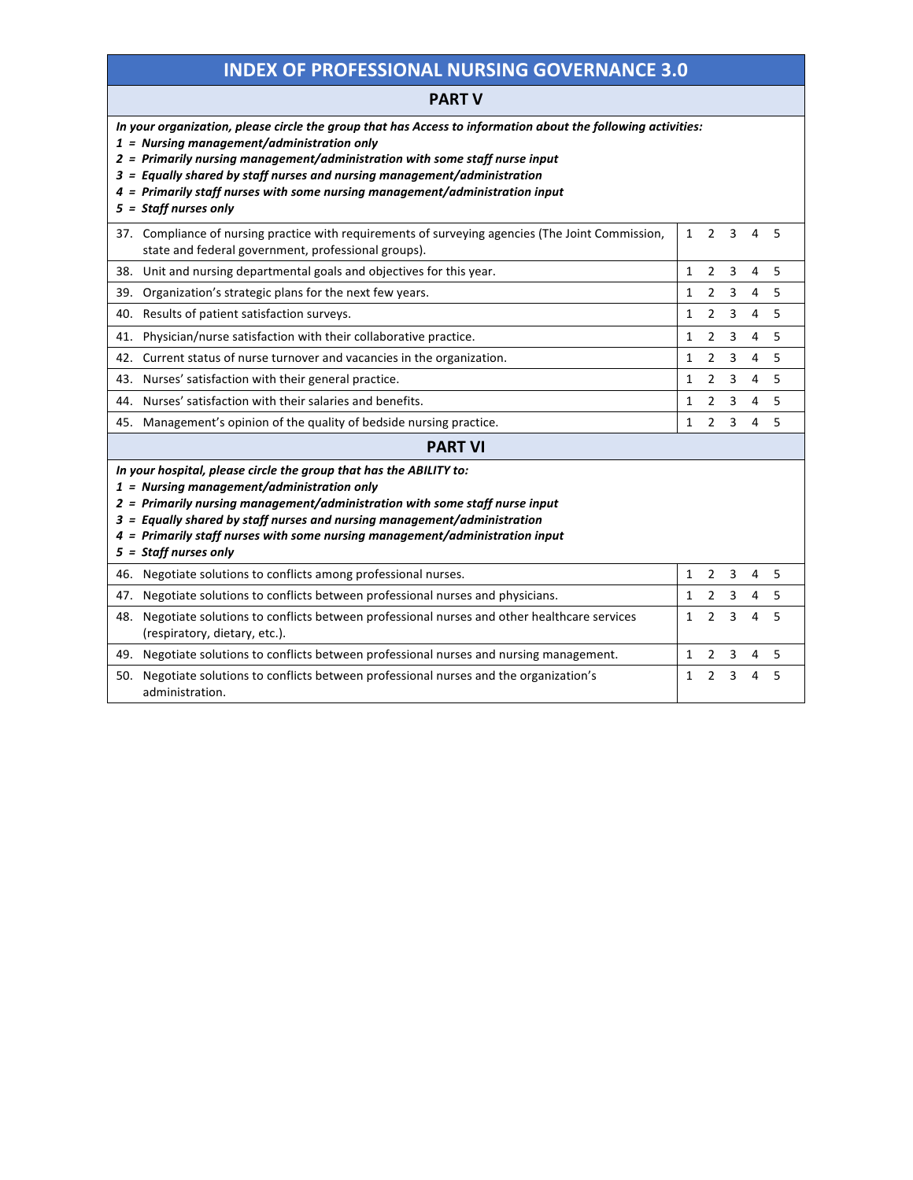# INDEX OF PROFESSIONAL NURSING GOVERNANCE 3.0

## PART V

***In your organization, please circle the group that has Access to information about the following activities:***
***1 = Nursing management/administration only***
***2 = Primarily nursing management/administration with some staff nurse input***
***3 = Equally shared by staff nurses and nursing management/administration***
***4 = Primarily staff nurses with some nursing management/administration input***
***5 = Staff nurses only***

| | | | | | |
|---|---|---|---|---|---|
| 37. Compliance of nursing practice with requirements of surveying agencies (The Joint Commission, state and federal government, professional groups). | 1 | 2 | 3 | 4 | 5 |
| 38. Unit and nursing departmental goals and objectives for this year. | 1 | 2 | 3 | 4 | 5 |
| 39. Organization's strategic plans for the next few years. | 1 | 2 | 3 | 4 | 5 |
| 40. Results of patient satisfaction surveys. | 1 | 2 | 3 | 4 | 5 |
| 41. Physician/nurse satisfaction with their collaborative practice. | 1 | 2 | 3 | 4 | 5 |
| 42. Current status of nurse turnover and vacancies in the organization. | 1 | 2 | 3 | 4 | 5 |
| 43. Nurses' satisfaction with their general practice. | 1 | 2 | 3 | 4 | 5 |
| 44. Nurses' satisfaction with their salaries and benefits. | 1 | 2 | 3 | 4 | 5 |
| 45. Management's opinion of the quality of bedside nursing practice. | 1 | 2 | 3 | 4 | 5 |

## PART VI

***In your hospital, please circle the group that has the ABILITY to:***
***1 = Nursing management/administration only***
***2 = Primarily nursing management/administration with some staff nurse input***
***3 = Equally shared by staff nurses and nursing management/administration***
***4 = Primarily staff nurses with some nursing management/administration input***
***5 = Staff nurses only***

| | | | | | |
|---|---|---|---|---|---|
| 46. Negotiate solutions to conflicts among professional nurses. | 1 | 2 | 3 | 4 | 5 |
| 47. Negotiate solutions to conflicts between professional nurses and physicians. | 1 | 2 | 3 | 4 | 5 |
| 48. Negotiate solutions to conflicts between professional nurses and other healthcare services (respiratory, dietary, etc.). | 1 | 2 | 3 | 4 | 5 |
| 49. Negotiate solutions to conflicts between professional nurses and nursing management. | 1 | 2 | 3 | 4 | 5 |
| 50. Negotiate solutions to conflicts between professional nurses and the organization's administration. | 1 | 2 | 3 | 4 | 5 |